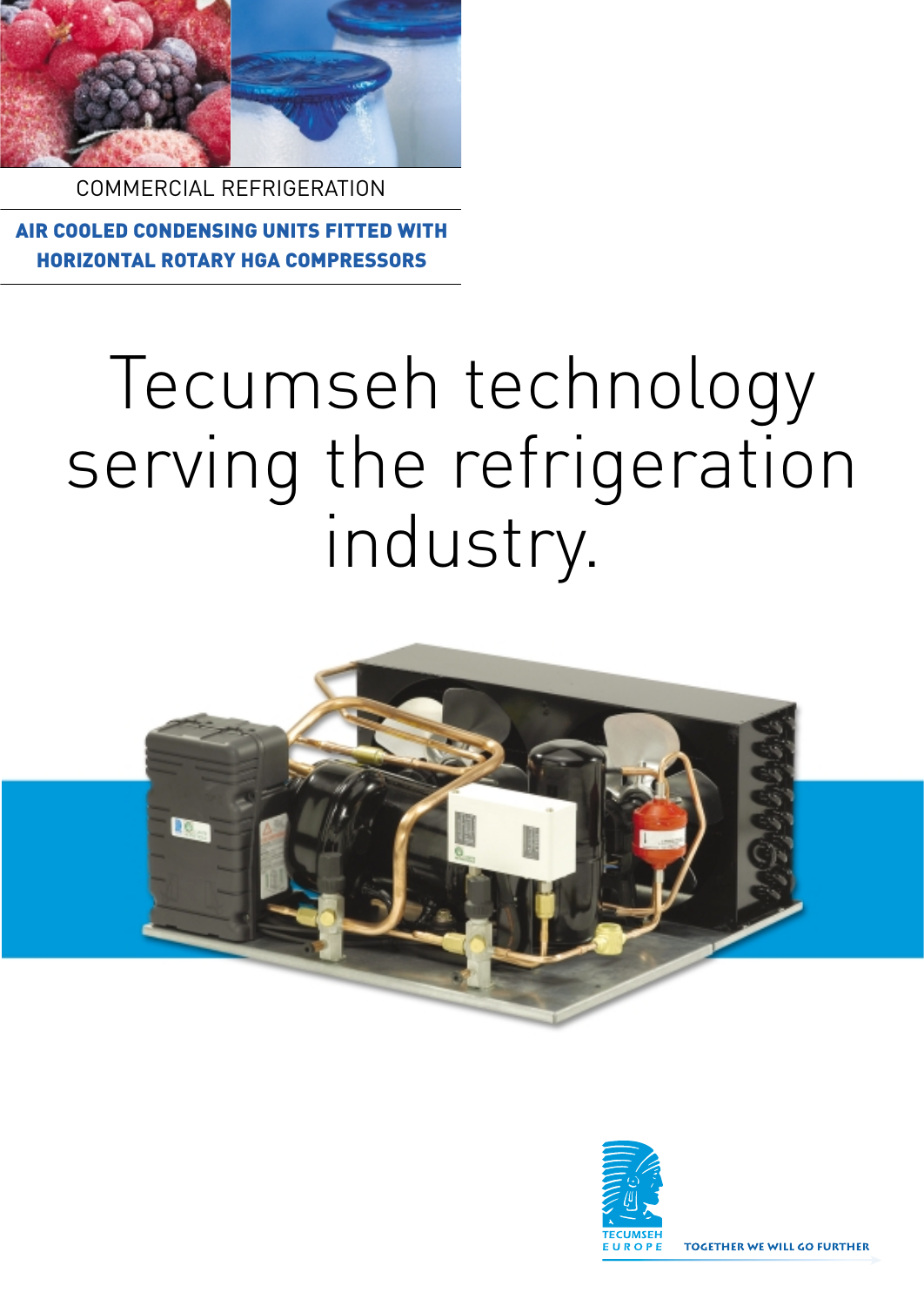COMMERCIAL REFRIGERATION

**AIR COOLED CONDENSING UNITS FITTED WITH HORIZONTAL ROTARY HGA COMPRESSORS**

# Tecumseh technology serving the refrigeration industry.

TECUMSEH EUROPE

TOGETHER WE WILL GO FURTHER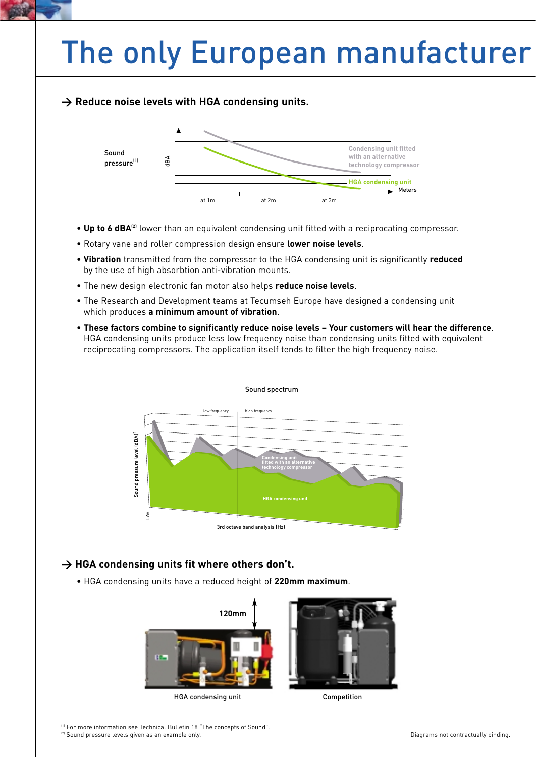# The only European manufacturer

## → Reduce noise levels with HGA condensing units.

Sound pressure[1]

dBA

Condensing unit fitted with an alternative technology compressor

HGA condensing unit

Meters

at 1m   at 2m   at 3m

- **Up to 6 dBA[2]** lower than an equivalent condensing unit fitted with a reciprocating compressor.
- Rotary vane and roller compression design ensure **lower noise levels**.
- **Vibration** transmitted from the compressor to the HGA condensing unit is significantly **reduced** by the use of high absorbtion anti-vibration mounts.
- The new design electronic fan motor also helps **reduce noise levels**.
- The Research and Development teams at Tecumseh Europe have designed a condensing unit which produces **a minimum amount of vibration**.
- **These factors combine to significantly reduce noise levels – Your customers will hear the difference**. HGA condensing units produce less low frequency noise than condensing units fitted with equivalent reciprocating compressors. The application itself tends to filter the high frequency noise.

Sound spectrum

low frequency   high frequency

Sound pressure level (dBA)[1]

Condensing unit fitted with an alternative technology compressor

HGA condensing unit

LWA

3rd octave band analysis (Hz)

## → HGA condensing units fit where others don't.

- HGA condensing units have a reduced height of **220mm maximum**.

120mm

HGA condensing unit   Competition

[1] For more information see Technical Bulletin 18 "The concepts of Sound".
[2] Sound pressure levels given as an example only.

Diagrams not contractually binding.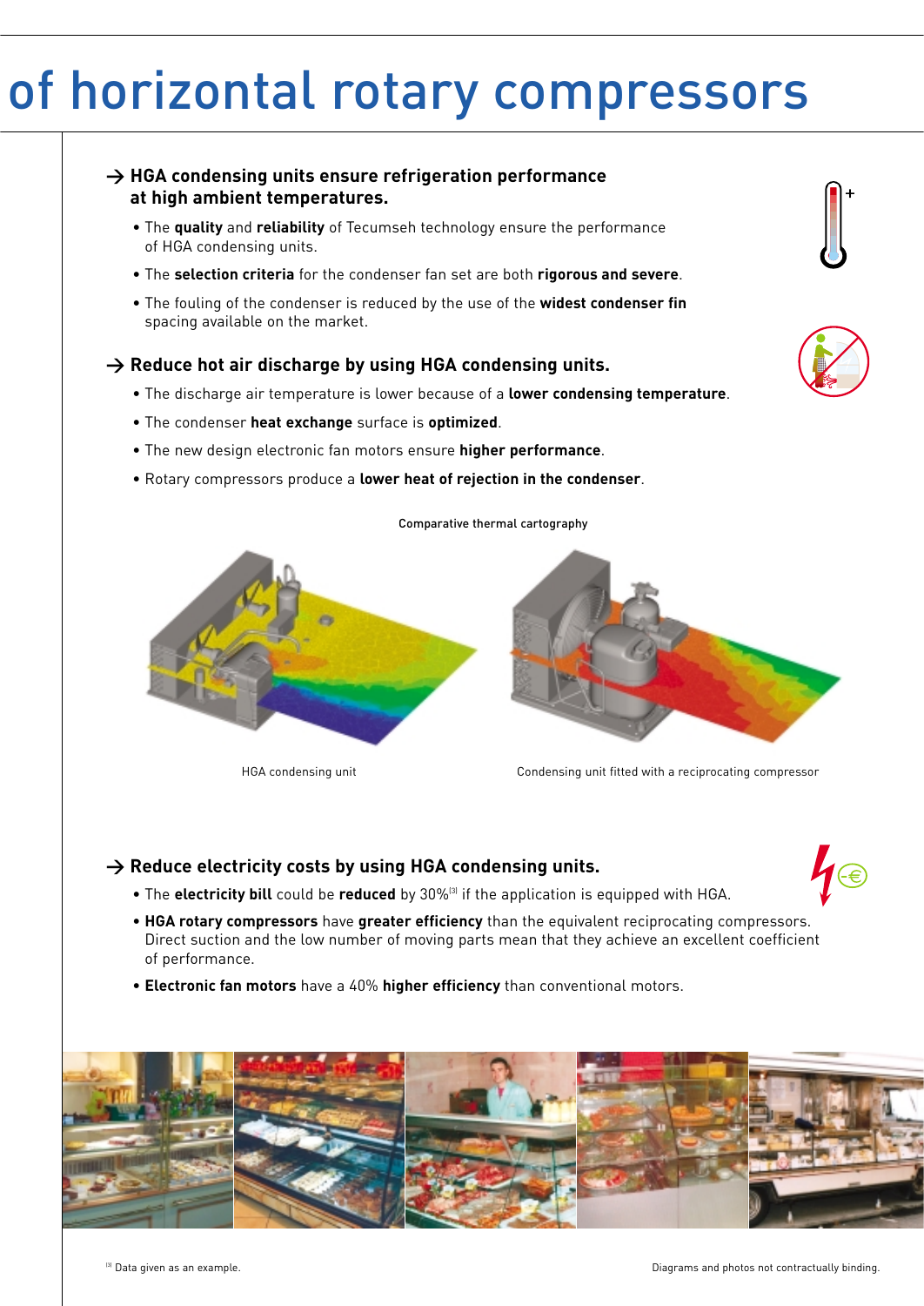# of horizontal rotary compressors

## → HGA condensing units ensure refrigeration performance at high ambient temperatures.

- The **quality** and **reliability** of Tecumseh technology ensure the performance of HGA condensing units.
- The **selection criteria** for the condenser fan set are both **rigorous and severe**.
- The fouling of the condenser is reduced by the use of the **widest condenser fin** spacing available on the market.

## → Reduce hot air discharge by using HGA condensing units.

- The discharge air temperature is lower because of a **lower condensing temperature**.
- The condenser **heat exchange** surface is **optimized**.
- The new design electronic fan motors ensure **higher performance**.
- Rotary compressors produce a **lower heat of rejection in the condenser**.

Comparative thermal cartography

HGA condensing unit

Condensing unit fitted with a reciprocating compressor

## → Reduce electricity costs by using HGA condensing units.

- The **electricity bill** could be **reduced** by 30%[3] if the application is equipped with HGA.
- **HGA rotary compressors** have **greater efficiency** than the equivalent reciprocating compressors. Direct suction and the low number of moving parts mean that they achieve an excellent coefficient of performance.
- **Electronic fan motors** have a 40% **higher efficiency** than conventional motors.

[3] Data given as an example.

Diagrams and photos not contractually binding.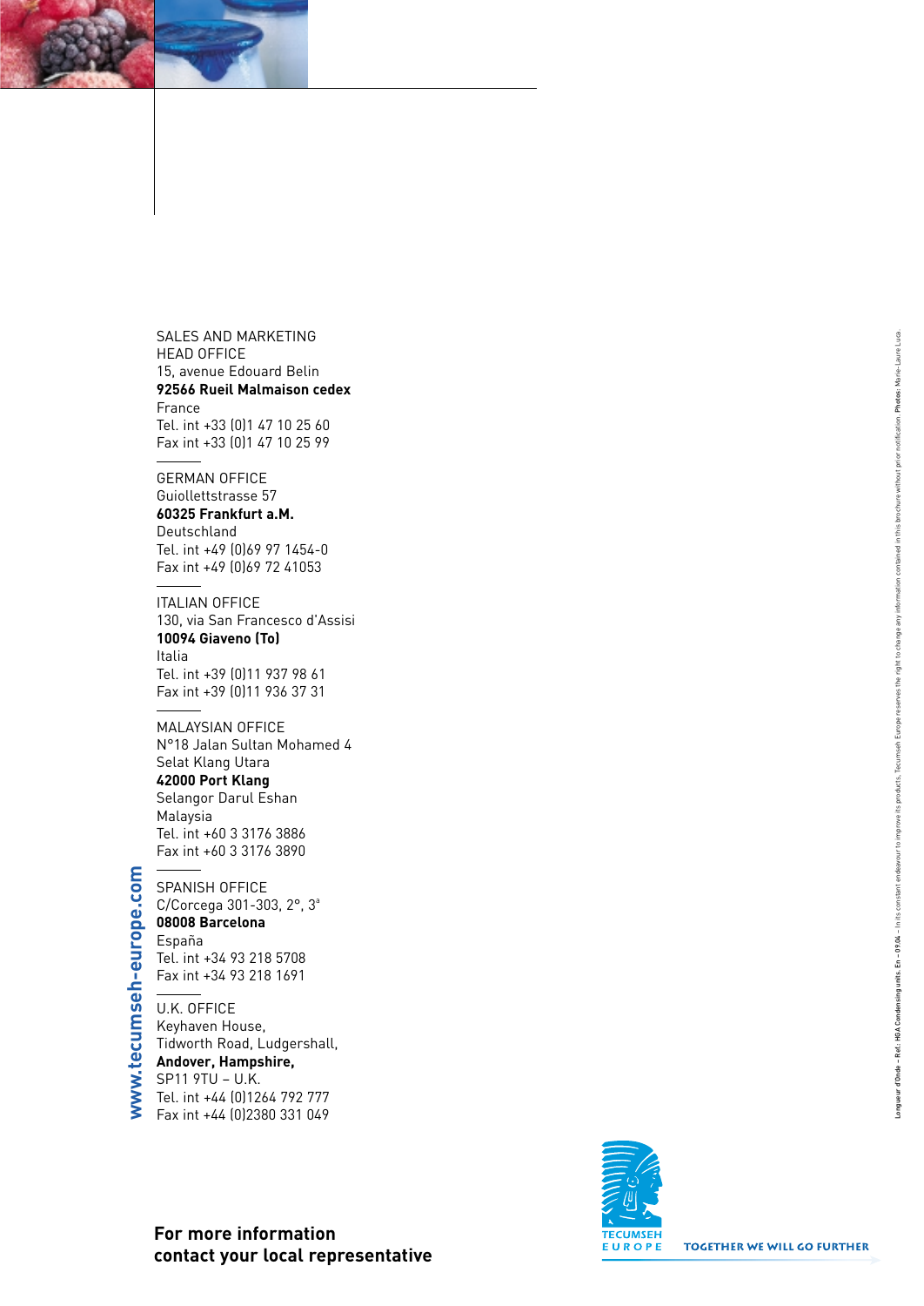SALES AND MARKETING
HEAD OFFICE
15, avenue Edouard Belin
**92566 Rueil Malmaison cedex**
France
Tel. int +33 (0)1 47 10 25 60
Fax int +33 (0)1 47 10 25 99

---

GERMAN OFFICE
Guiollettstrasse 57
**60325 Frankfurt a.M.**
Deutschland
Tel. int +49 (0)69 97 1454-0
Fax int +49 (0)69 72 41053

---

ITALIAN OFFICE
130, via San Francesco d'Assisi
**10094 Giaveno (To)**
Italia
Tel. int +39 (0)11 937 98 61
Fax int +39 (0)11 936 37 31

---

MALAYSIAN OFFICE
N°18 Jalan Sultan Mohamed 4
Selat Klang Utara
**42000 Port Klang**
Selangor Darul Eshan
Malaysia
Tel. int +60 3 3176 3886
Fax int +60 3 3176 3890

---

SPANISH OFFICE
C/Corcega 301-303, 2°, 3ª
**08008 Barcelona**
España
Tel. int +34 93 218 5708
Fax int +34 93 218 1691

---

U.K. OFFICE
Keyhaven House,
Tidworth Road, Ludgershall,
**Andover, Hampshire,**
SP11 9TU – U.K.
Tel. int +44 (0)1264 792 777
Fax int +44 (0)2380 331 049

**www.tecumseh-europe.com**

**For more information
contact your local representative**

TECUMSEH EUROPE

TOGETHER WE WILL GO FURTHER

Longueur d'Onde – Ref.: HGA Condensing units. En – 09.04 – In its constant endeavour to improve its products, Tecumseh Europe reserves the right to change any information contained in this brochure without prior notification. **Photos:** Marie-Laure Luca.